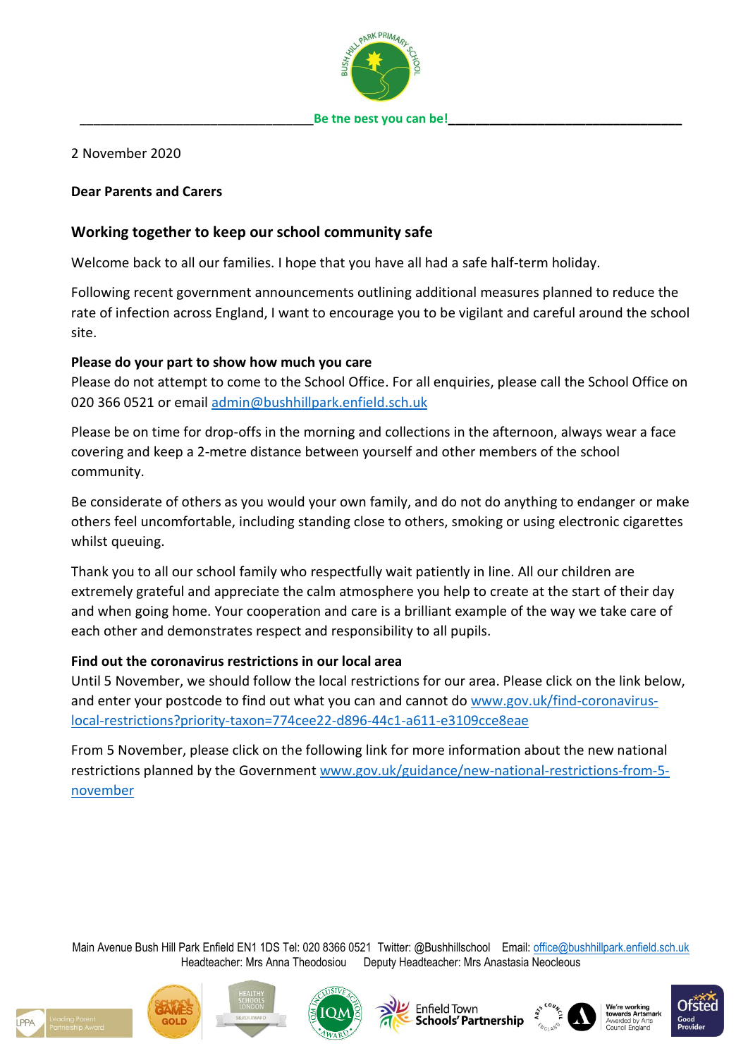Be the best you can be!

2 November 2020

**Dear Parents and Carers**

## Working together to keep our school community safe

Welcome back to all our families. I hope that you have all had a safe half-term holiday.

Following recent government announcements outlining additional measures planned to reduce the rate of infection across England, I want to encourage you to be vigilant and careful around the school site.

### Please do your part to show how much you care

Please do not attempt to come to the School Office. For all enquiries, please call the School Office on 020 366 0521 or email [admin@bushhillpark.enfield.sch.uk](mailto:admin@bushhillpark.enfield.sch.uk)

Please be on time for drop-offs in the morning and collections in the afternoon, always wear a face covering and keep a 2-metre distance between yourself and other members of the school community.

Be considerate of others as you would your own family, and do not do anything to endanger or make others feel uncomfortable, including standing close to others, smoking or using electronic cigarettes whilst queuing.

Thank you to all our school family who respectfully wait patiently in line. All our children are extremely grateful and appreciate the calm atmosphere you help to create at the start of their day and when going home. Your cooperation and care is a brilliant example of the way we take care of each other and demonstrates respect and responsibility to all pupils.

### Find out the coronavirus restrictions in our local area

Until 5 November, we should follow the local restrictions for our area. Please click on the link below, and enter your postcode to find out what you can and cannot do [www.gov.uk/find-coronavirus-local-restrictions?priority-taxon=774cee22-d896-44c1-a611-e3109cce8eae](https://www.gov.uk/find-coronavirus-local-restrictions?priority-taxon=774cee22-d896-44c1-a611-e3109cce8eae)

From 5 November, please click on the following link for more information about the new national restrictions planned by the Government [www.gov.uk/guidance/new-national-restrictions-from-5-november](https://www.gov.uk/guidance/new-national-restrictions-from-5-november)

Main Avenue Bush Hill Park Enfield EN1 1DS Tel: 020 8366 0521 Twitter: @Bushhillschool Email: [office@bushhillpark.enfield.sch.uk](mailto:office@bushhillpark.enfield.sch.uk)
Headteacher: Mrs Anna Theodosiou Deputy Headteacher: Mrs Anastasia Neocleous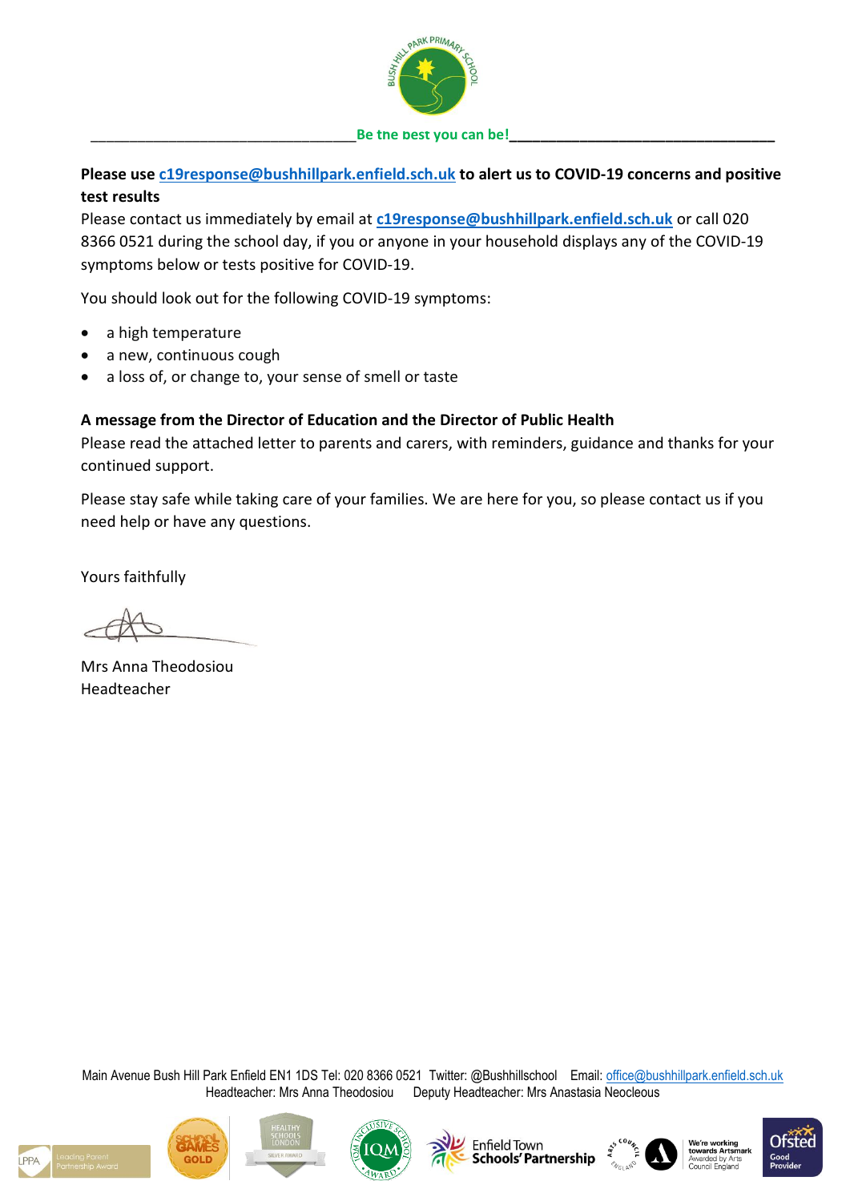Be the best you can be!

**Please use c19response@bushhillpark.enfield.sch.uk to alert us to COVID-19 concerns and positive test results**

Please contact us immediately by email at **c19response@bushhillpark.enfield.sch.uk** or call 020 8366 0521 during the school day, if you or anyone in your household displays any of the COVID-19 symptoms below or tests positive for COVID-19.

You should look out for the following COVID-19 symptoms:

- a high temperature
- a new, continuous cough
- a loss of, or change to, your sense of smell or taste

**A message from the Director of Education and the Director of Public Health**

Please read the attached letter to parents and carers, with reminders, guidance and thanks for your continued support.

Please stay safe while taking care of your families. We are here for you, so please contact us if you need help or have any questions.

Yours faithfully

Mrs Anna Theodosiou
Headteacher

Main Avenue Bush Hill Park Enfield EN1 1DS Tel: 020 8366 0521 Twitter: @Bushhillschool Email: office@bushhillpark.enfield.sch.uk
Headteacher: Mrs Anna Theodosiou Deputy Headteacher: Mrs Anastasia Neocleous